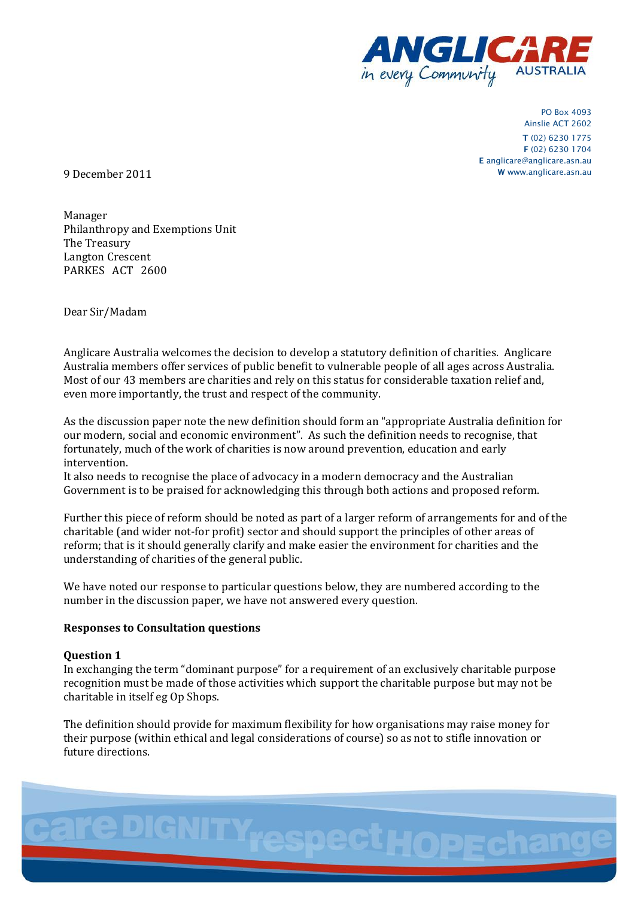PO Box 4093
Ainslie ACT 2602
**T** (02) 6230 1775
**F** (02) 6230 1704
**E** anglicare@anglicare.asn.au
**W** www.anglicare.asn.au

9 December 2011

Manager
Philanthropy and Exemptions Unit
The Treasury
Langton Crescent
PARKES ACT 2600

Dear Sir/Madam

Anglicare Australia welcomes the decision to develop a statutory definition of charities. Anglicare Australia members offer services of public benefit to vulnerable people of all ages across Australia. Most of our 43 members are charities and rely on this status for considerable taxation relief and, even more importantly, the trust and respect of the community.

As the discussion paper note the new definition should form an "appropriate Australia definition for our modern, social and economic environment". As such the definition needs to recognise, that fortunately, much of the work of charities is now around prevention, education and early intervention.
It also needs to recognise the place of advocacy in a modern democracy and the Australian Government is to be praised for acknowledging this through both actions and proposed reform.

Further this piece of reform should be noted as part of a larger reform of arrangements for and of the charitable (and wider not-for profit) sector and should support the principles of other areas of reform; that is it should generally clarify and make easier the environment for charities and the understanding of charities of the general public.

We have noted our response to particular questions below, they are numbered according to the number in the discussion paper, we have not answered every question.

**Responses to Consultation questions**

**Question 1**
In exchanging the term "dominant purpose" for a requirement of an exclusively charitable purpose recognition must be made of those activities which support the charitable purpose but may not be charitable in itself eg Op Shops.

The definition should provide for maximum flexibility for how organisations may raise money for their purpose (within ethical and legal considerations of course) so as not to stifle innovation or future directions.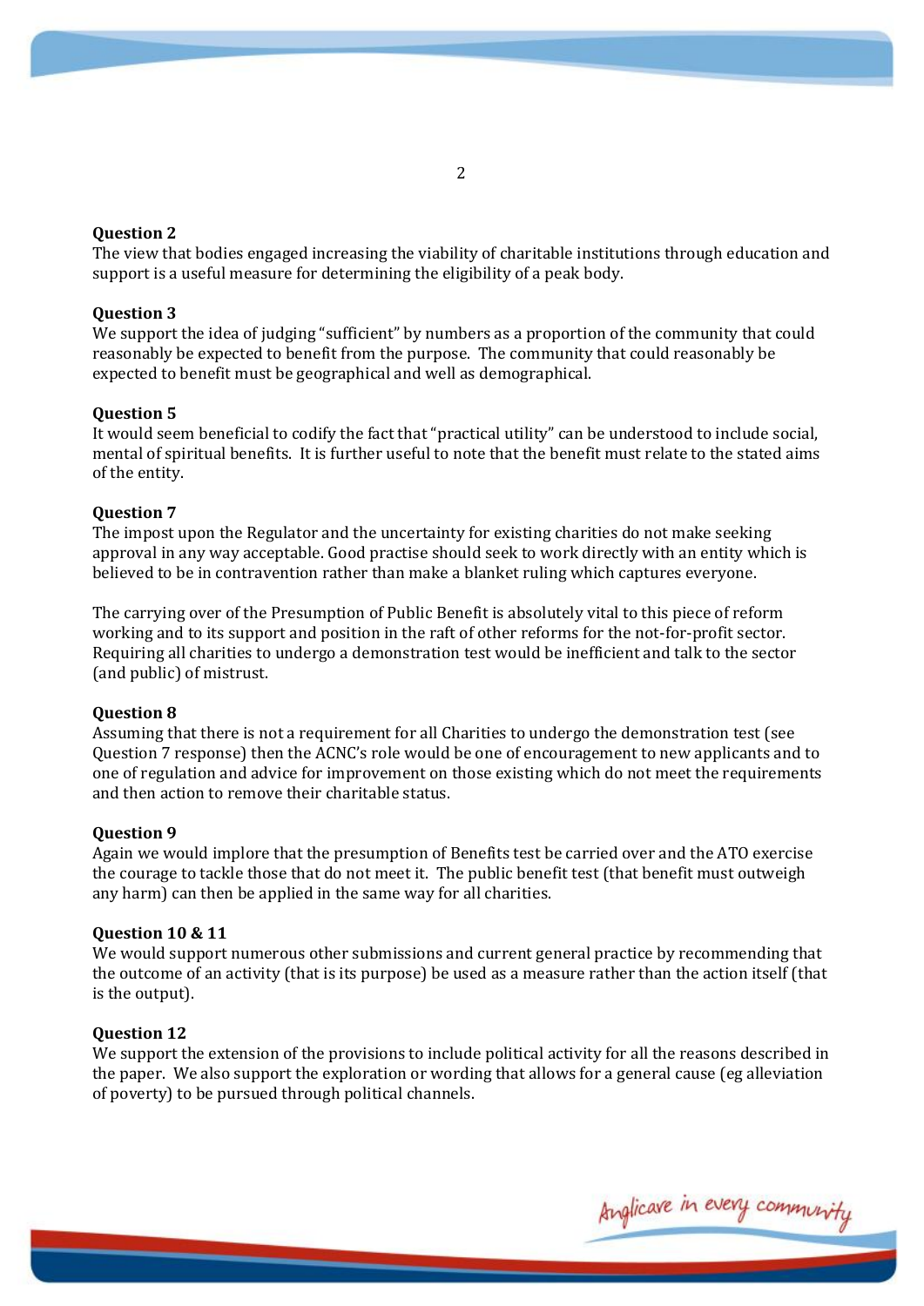**Question 2**

The view that bodies engaged increasing the viability of charitable institutions through education and support is a useful measure for determining the eligibility of a peak body.

**Question 3**

We support the idea of judging "sufficient" by numbers as a proportion of the community that could reasonably be expected to benefit from the purpose. The community that could reasonably be expected to benefit must be geographical and well as demographical.

**Question 5**

It would seem beneficial to codify the fact that "practical utility" can be understood to include social, mental of spiritual benefits. It is further useful to note that the benefit must relate to the stated aims of the entity.

**Question 7**

The impost upon the Regulator and the uncertainty for existing charities do not make seeking approval in any way acceptable. Good practise should seek to work directly with an entity which is believed to be in contravention rather than make a blanket ruling which captures everyone.

The carrying over of the Presumption of Public Benefit is absolutely vital to this piece of reform working and to its support and position in the raft of other reforms for the not-for-profit sector. Requiring all charities to undergo a demonstration test would be inefficient and talk to the sector (and public) of mistrust.

**Question 8**

Assuming that there is not a requirement for all Charities to undergo the demonstration test (see Question 7 response) then the ACNC's role would be one of encouragement to new applicants and to one of regulation and advice for improvement on those existing which do not meet the requirements and then action to remove their charitable status.

**Question 9**

Again we would implore that the presumption of Benefits test be carried over and the ATO exercise the courage to tackle those that do not meet it. The public benefit test (that benefit must outweigh any harm) can then be applied in the same way for all charities.

**Question 10 & 11**

We would support numerous other submissions and current general practice by recommending that the outcome of an activity (that is its purpose) be used as a measure rather than the action itself (that is the output).

**Question 12**

We support the extension of the provisions to include political activity for all the reasons described in the paper. We also support the exploration or wording that allows for a general cause (eg alleviation of poverty) to be pursued through political channels.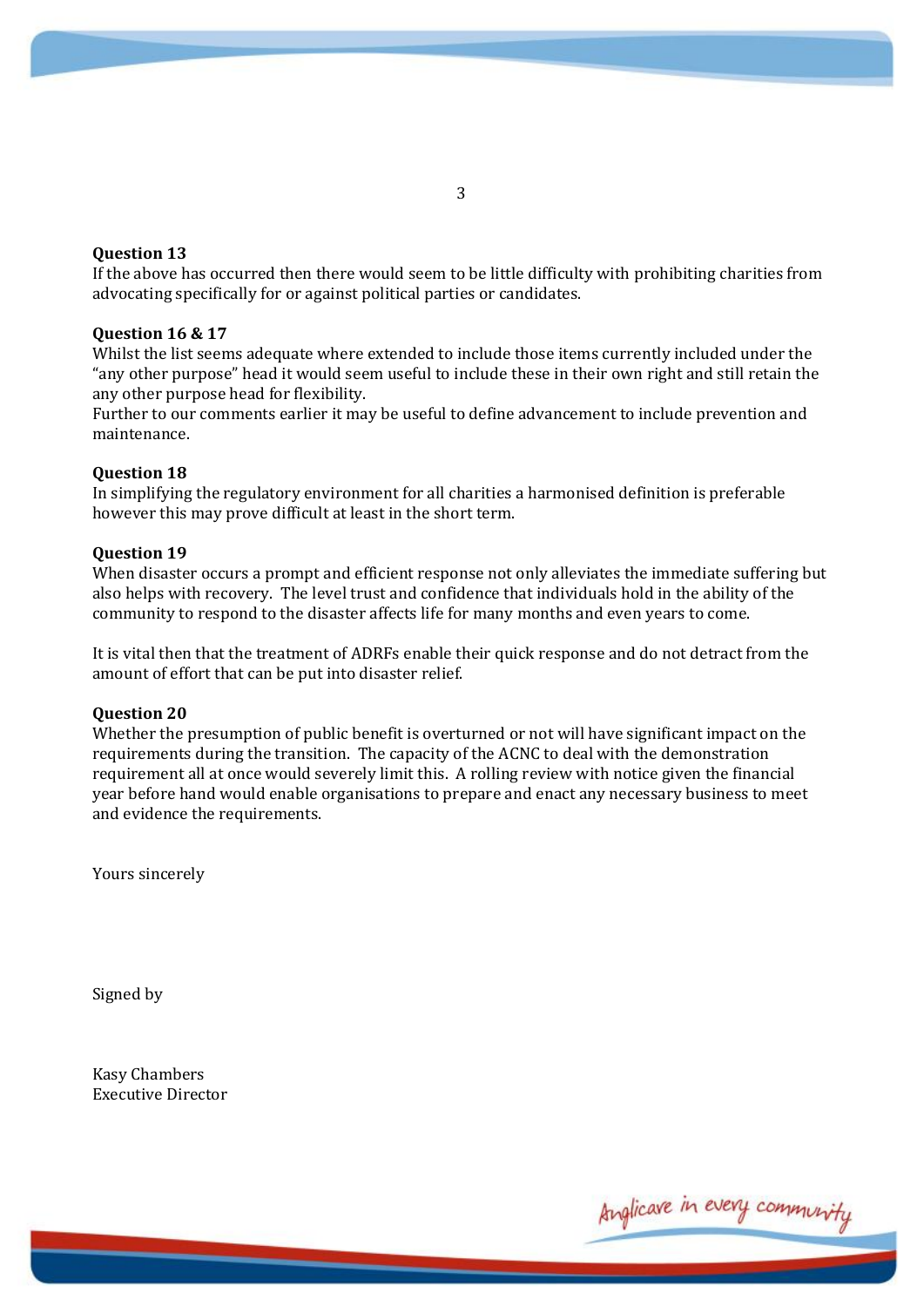**Question 13**
If the above has occurred then there would seem to be little difficulty with prohibiting charities from advocating specifically for or against political parties or candidates.

**Question 16 & 17**
Whilst the list seems adequate where extended to include those items currently included under the "any other purpose" head it would seem useful to include these in their own right and still retain the any other purpose head for flexibility.
Further to our comments earlier it may be useful to define advancement to include prevention and maintenance.

**Question 18**
In simplifying the regulatory environment for all charities a harmonised definition is preferable however this may prove difficult at least in the short term.

**Question 19**
When disaster occurs a prompt and efficient response not only alleviates the immediate suffering but also helps with recovery. The level trust and confidence that individuals hold in the ability of the community to respond to the disaster affects life for many months and even years to come.

It is vital then that the treatment of ADRFs enable their quick response and do not detract from the amount of effort that can be put into disaster relief.

**Question 20**
Whether the presumption of public benefit is overturned or not will have significant impact on the requirements during the transition. The capacity of the ACNC to deal with the demonstration requirement all at once would severely limit this. A rolling review with notice given the financial year before hand would enable organisations to prepare and enact any necessary business to meet and evidence the requirements.

Yours sincerely

Signed by

Kasy Chambers
Executive Director

Anglicare in every community